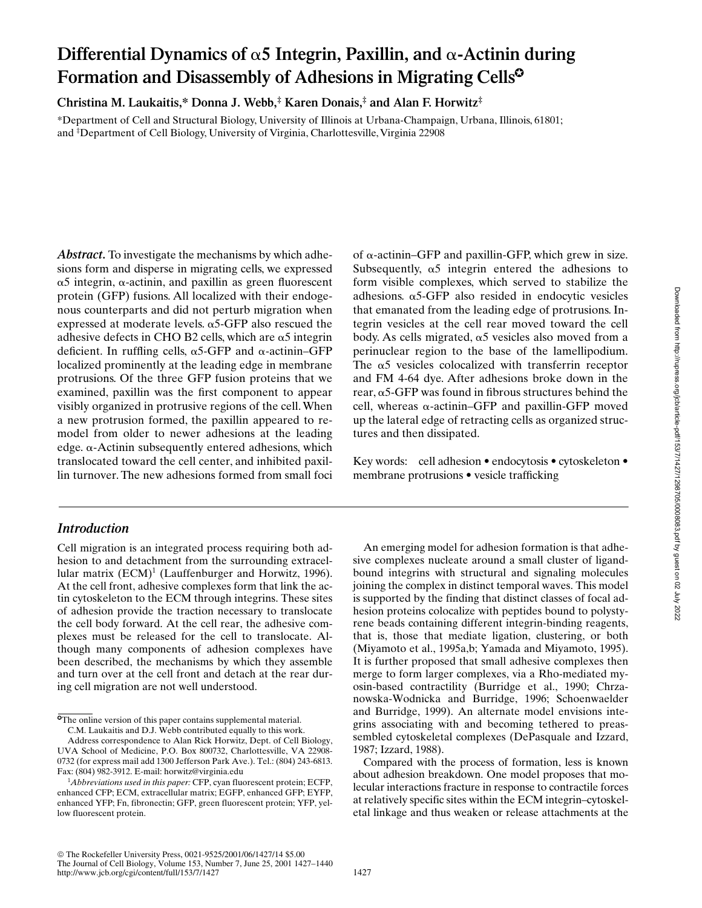# Differential Dynamics of α5 Integrin, Paxillin, and α-Actinin during Formation and Disassembly of Adhesions in Migrating Cells

**Christina M. Laukaitis,* Donna J. Webb,‡ Karen Donais,‡ and Alan F. Horwitz‡**

*Department of Cell and Structural Biology, University of Illinois at Urbana-Champaign, Urbana, Illinois, 61801; and ‡Department of Cell Biology, University of Virginia, Charlottesville, Virginia 22908

***Abstract.*** To investigate the mechanisms by which adhesions form and disperse in migrating cells, we expressed α5 integrin, α-actinin, and paxillin as green fluorescent protein (GFP) fusions. All localized with their endogenous counterparts and did not perturb migration when expressed at moderate levels. α5-GFP also rescued the adhesive defects in CHO B2 cells, which are α5 integrin deficient. In ruffling cells, α5-GFP and α-actinin–GFP localized prominently at the leading edge in membrane protrusions. Of the three GFP fusion proteins that we examined, paxillin was the first component to appear visibly organized in protrusive regions of the cell. When a new protrusion formed, the paxillin appeared to remodel from older to newer adhesions at the leading edge. α-Actinin subsequently entered adhesions, which translocated toward the cell center, and inhibited paxillin turnover. The new adhesions formed from small foci of α-actinin–GFP and paxillin-GFP, which grew in size. Subsequently, α5 integrin entered the adhesions to form visible complexes, which served to stabilize the adhesions. α5-GFP also resided in endocytic vesicles that emanated from the leading edge of protrusions. Integrin vesicles at the cell rear moved toward the cell body. As cells migrated, α5 vesicles also moved from a perinuclear region to the base of the lamellipodium. The α5 vesicles colocalized with transferrin receptor and FM 4-64 dye. After adhesions broke down in the rear, α5-GFP was found in fibrous structures behind the cell, whereas α-actinin–GFP and paxillin-GFP moved up the lateral edge of retracting cells as organized structures and then dissipated.

Key words: cell adhesion • endocytosis • cytoskeleton • membrane protrusions • vesicle trafficking

## Introduction

Cell migration is an integrated process requiring both adhesion to and detachment from the surrounding extracellular matrix (ECM)[1] (Lauffenburger and Horwitz, 1996). At the cell front, adhesive complexes form that link the actin cytoskeleton to the ECM through integrins. These sites of adhesion provide the traction necessary to translocate the cell body forward. At the cell rear, the adhesive complexes must be released for the cell to translocate. Although many components of adhesion complexes have been described, the mechanisms by which they assemble and turn over at the cell front and detach at the rear during cell migration are not well understood.

An emerging model for adhesion formation is that adhesive complexes nucleate around a small cluster of ligand-bound integrins with structural and signaling molecules joining the complex in distinct temporal waves. This model is supported by the finding that distinct classes of focal adhesion proteins colocalize with peptides bound to polystyrene beads containing different integrin-binding reagents, that is, those that mediate ligation, clustering, or both (Miyamoto et al., 1995a,b; Yamada and Miyamoto, 1995). It is further proposed that small adhesive complexes then merge to form larger complexes, via a Rho-mediated myosin-based contractility (Burridge et al., 1990; Chrzanowska-Wodnicka and Burridge, 1996; Schoenwaelder and Burridge, 1999). An alternate model envisions integrins associating with and becoming tethered to preassembled cytoskeletal complexes (DePasquale and Izzard, 1987; Izzard, 1988).

Compared with the process of formation, less is known about adhesion breakdown. One model proposes that molecular interactions fracture in response to contractile forces at relatively specific sites within the ECM integrin–cytoskeletal linkage and thus weaken or release attachments at the

---

The online version of this paper contains supplemental material.

C.M. Laukaitis and D.J. Webb contributed equally to this work.

Address correspondence to Alan Rick Horwitz, Dept. of Cell Biology, UVA School of Medicine, P.O. Box 800732, Charlottesville, VA 22908-0732 (for express mail add 1300 Jefferson Park Ave.). Tel.: (804) 243-6813. Fax: (804) 982-3912. E-mail: horwitz@virginia.edu

[1]*Abbreviations used in this paper:* CFP, cyan fluorescent protein; ECFP, enhanced CFP; ECM, extracellular matrix; EGFP, enhanced GFP; EYFP, enhanced YFP; Fn, fibronectin; GFP, green fluorescent protein; YFP, yellow fluorescent protein.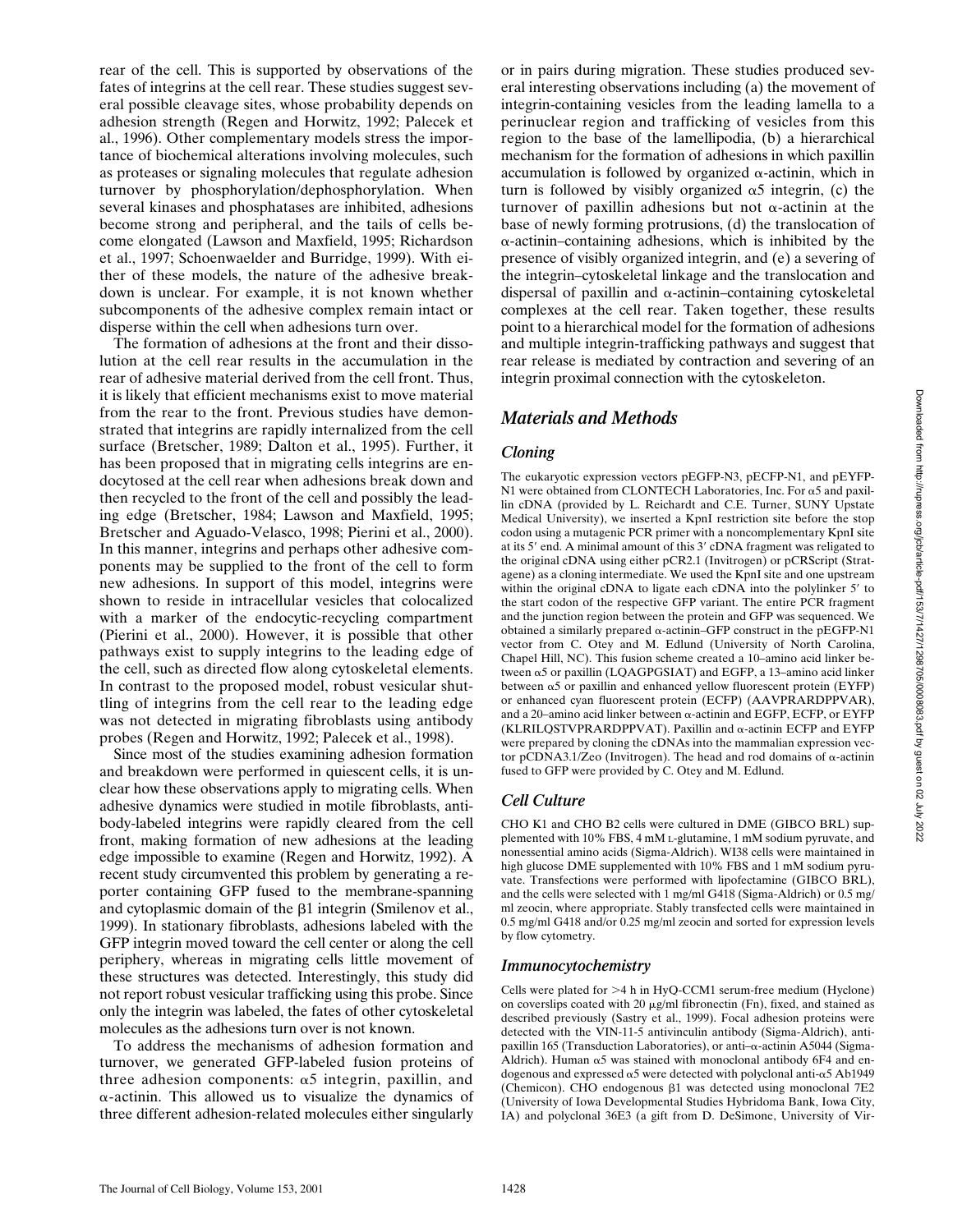rear of the cell. This is supported by observations of the fates of integrins at the cell rear. These studies suggest several possible cleavage sites, whose probability depends on adhesion strength (Regen and Horwitz, 1992; Palecek et al., 1996). Other complementary models stress the importance of biochemical alterations involving molecules, such as proteases or signaling molecules that regulate adhesion turnover by phosphorylation/dephosphorylation. When several kinases and phosphatases are inhibited, adhesions become strong and peripheral, and the tails of cells become elongated (Lawson and Maxfield, 1995; Richardson et al., 1997; Schoenwaelder and Burridge, 1999). With either of these models, the nature of the adhesive breakdown is unclear. For example, it is not known whether subcomponents of the adhesive complex remain intact or disperse within the cell when adhesions turn over.

The formation of adhesions at the front and their dissolution at the cell rear results in the accumulation in the rear of adhesive material derived from the cell front. Thus, it is likely that efficient mechanisms exist to move material from the rear to the front. Previous studies have demonstrated that integrins are rapidly internalized from the cell surface (Bretscher, 1989; Dalton et al., 1995). Further, it has been proposed that in migrating cells integrins are endocytosed at the cell rear when adhesions break down and then recycled to the front of the cell and possibly the leading edge (Bretscher, 1984; Lawson and Maxfield, 1995; Bretscher and Aguado-Velasco, 1998; Pierini et al., 2000). In this manner, integrins and perhaps other adhesive components may be supplied to the front of the cell to form new adhesions. In support of this model, integrins were shown to reside in intracellular vesicles that colocalized with a marker of the endocytic-recycling compartment (Pierini et al., 2000). However, it is possible that other pathways exist to supply integrins to the leading edge of the cell, such as directed flow along cytoskeletal elements. In contrast to the proposed model, robust vesicular shuttling of integrins from the cell rear to the leading edge was not detected in migrating fibroblasts using antibody probes (Regen and Horwitz, 1992; Palecek et al., 1998).

Since most of the studies examining adhesion formation and breakdown were performed in quiescent cells, it is unclear how these observations apply to migrating cells. When adhesive dynamics were studied in motile fibroblasts, antibody-labeled integrins were rapidly cleared from the cell front, making formation of new adhesions at the leading edge impossible to examine (Regen and Horwitz, 1992). A recent study circumvented this problem by generating a reporter containing GFP fused to the membrane-spanning and cytoplasmic domain of the β1 integrin (Smilenov et al., 1999). In stationary fibroblasts, adhesions labeled with the GFP integrin moved toward the cell center or along the cell periphery, whereas in migrating cells little movement of these structures was detected. Interestingly, this study did not report robust vesicular trafficking using this probe. Since only the integrin was labeled, the fates of other cytoskeletal molecules as the adhesions turn over is not known.

To address the mechanisms of adhesion formation and turnover, we generated GFP-labeled fusion proteins of three adhesion components: α5 integrin, paxillin, and α-actinin. This allowed us to visualize the dynamics of three different adhesion-related molecules either singularly or in pairs during migration. These studies produced several interesting observations including (a) the movement of integrin-containing vesicles from the leading lamella to a perinuclear region and trafficking of vesicles from this region to the base of the lamellipodia, (b) a hierarchical mechanism for the formation of adhesions in which paxillin accumulation is followed by organized α-actinin, which in turn is followed by visibly organized α5 integrin, (c) the turnover of paxillin adhesions but not α-actinin at the base of newly forming protrusions, (d) the translocation of α-actinin–containing adhesions, which is inhibited by the presence of visibly organized integrin, and (e) a severing of the integrin–cytoskeletal linkage and the translocation and dispersal of paxillin and α-actinin–containing cytoskeletal complexes at the cell rear. Taken together, these results point to a hierarchical model for the formation of adhesions and multiple integrin-trafficking pathways and suggest that rear release is mediated by contraction and severing of an integrin proximal connection with the cytoskeleton.

## Materials and Methods

### Cloning

The eukaryotic expression vectors pEGFP-N3, pECFP-N1, and pEYFP-N1 were obtained from CLONTECH Laboratories, Inc. For α5 and paxillin cDNA (provided by L. Reichardt and C.E. Turner, SUNY Upstate Medical University), we inserted a KpnI restriction site before the stop codon using a mutagenic PCR primer with a noncomplementary KpnI site at its 5′ end. A minimal amount of this 3′ cDNA fragment was religated to the original cDNA using either pCR2.1 (Invitrogen) or pCRScript (Stratagene) as a cloning intermediate. We used the KpnI site and one upstream within the original cDNA to ligate each cDNA into the polylinker 5′ to the start codon of the respective GFP variant. The entire PCR fragment and the junction region between the protein and GFP was sequenced. We obtained a similarly prepared α-actinin–GFP construct in the pEGFP-N1 vector from C. Otey and M. Edlund (University of North Carolina, Chapel Hill, NC). This fusion scheme created a 10–amino acid linker between α5 or paxillin (LQAGPGSIAT) and EGFP, a 13–amino acid linker between α5 or paxillin and enhanced yellow fluorescent protein (EYFP) or enhanced cyan fluorescent protein (ECFP) (AAVPRARDPPVAR), and a 20–amino acid linker between α-actinin and EGFP, ECFP, or EYFP (KLRILQSTVPRARDPPVAT). Paxillin and α-actinin ECFP and EYFP were prepared by cloning the cDNAs into the mammalian expression vector pCDNA3.1/Zeo (Invitrogen). The head and rod domains of α-actinin fused to GFP were provided by C. Otey and M. Edlund.

### Cell Culture

CHO K1 and CHO B2 cells were cultured in DME (GIBCO BRL) supplemented with 10% FBS, 4 mM L-glutamine, 1 mM sodium pyruvate, and nonessential amino acids (Sigma-Aldrich). WI38 cells were maintained in high glucose DME supplemented with 10% FBS and 1 mM sodium pyruvate. Transfections were performed with lipofectamine (GIBCO BRL), and the cells were selected with 1 mg/ml G418 (Sigma-Aldrich) or 0.5 mg/ml zeocin, where appropriate. Stably transfected cells were maintained in 0.5 mg/ml G418 and/or 0.25 mg/ml zeocin and sorted for expression levels by flow cytometry.

### Immunocytochemistry

Cells were plated for >4 h in HyQ-CCM1 serum-free medium (Hyclone) on coverslips coated with 20 μg/ml fibronectin (Fn), fixed, and stained as described previously (Sastry et al., 1999). Focal adhesion proteins were detected with the VIN-11-5 antivinculin antibody (Sigma-Aldrich), antipaxillin 165 (Transduction Laboratories), or anti–α-actinin A5044 (Sigma-Aldrich). Human α5 was stained with monoclonal antibody 6F4 and endogenous and expressed α5 were detected with polyclonal anti-α5 Ab1949 (Chemicon). CHO endogenous β1 was detected using monoclonal 7E2 (University of Iowa Developmental Studies Hybridoma Bank, Iowa City, IA) and polyclonal 36E3 (a gift from D. DeSimone, University of Vir-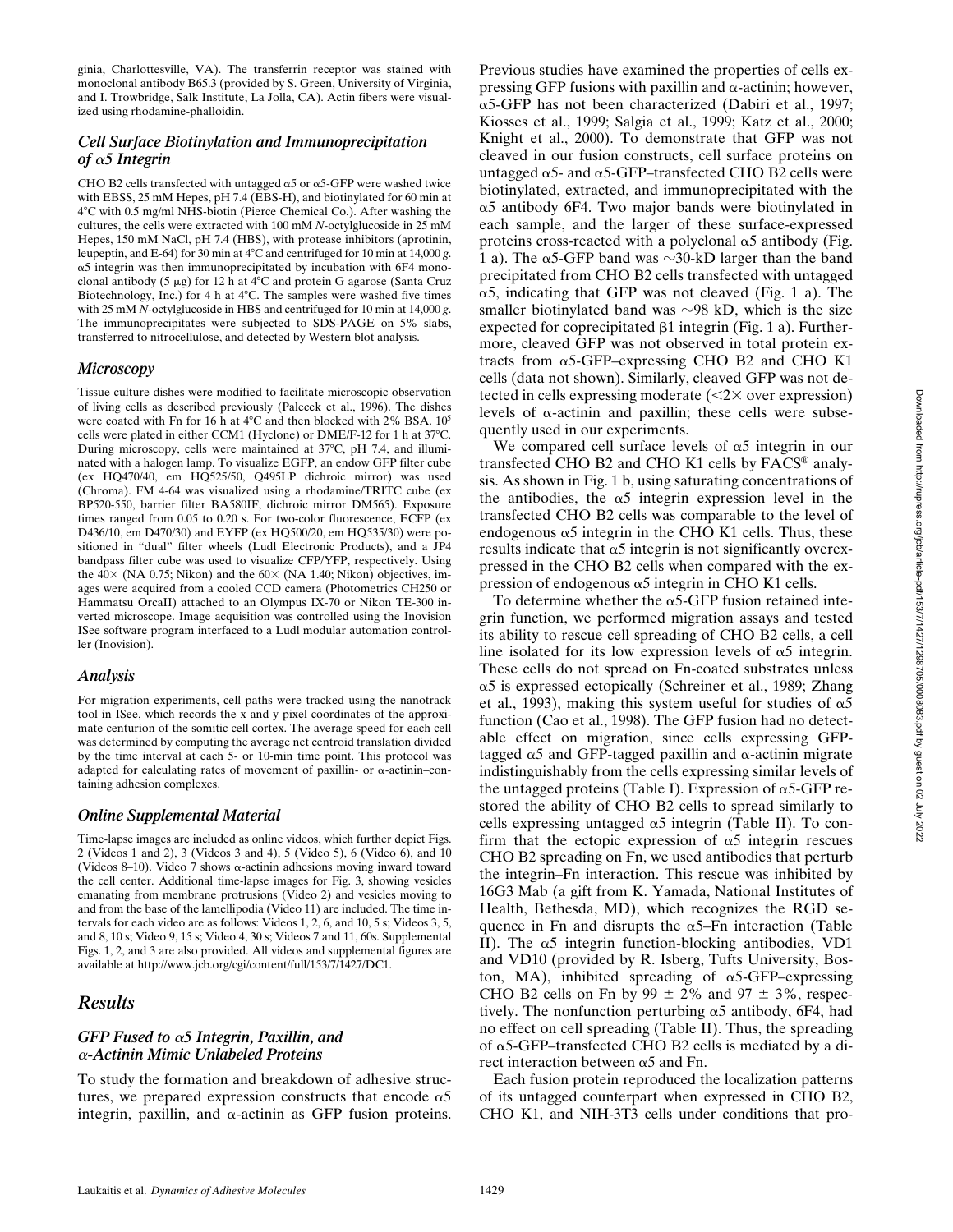ginia, Charlottesville, VA). The transferrin receptor was stained with monoclonal antibody B65.3 (provided by S. Green, University of Virginia, and I. Trowbridge, Salk Institute, La Jolla, CA). Actin fibers were visualized using rhodamine-phalloidin.

### *Cell Surface Biotinylation and Immunoprecipitation of α5 Integrin*

CHO B2 cells transfected with untagged α5 or α5-GFP were washed twice with EBSS, 25 mM Hepes, pH 7.4 (EBS-H), and biotinylated for 60 min at 4°C with 0.5 mg/ml NHS-biotin (Pierce Chemical Co.). After washing the cultures, the cells were extracted with 100 mM *N*-octylglucoside in 25 mM Hepes, 150 mM NaCl, pH 7.4 (HBS), with protease inhibitors (aprotinin, leupeptin, and E-64) for 30 min at 4°C and centrifuged for 10 min at 14,000 *g*. α5 integrin was then immunoprecipitated by incubation with 6F4 monoclonal antibody (5 μg) for 12 h at 4°C and protein G agarose (Santa Cruz Biotechnology, Inc.) for 4 h at 4°C. The samples were washed five times with 25 mM *N*-octylglucoside in HBS and centrifuged for 10 min at 14,000 *g*. The immunoprecipitates were subjected to SDS-PAGE on 5% slabs, transferred to nitrocellulose, and detected by Western blot analysis.

### *Microscopy*

Tissue culture dishes were modified to facilitate microscopic observation of living cells as described previously (Palecek et al., 1996). The dishes were coated with Fn for 16 h at 4°C and then blocked with 2% BSA. $10^5$ cells were plated in either CCM1 (Hyclone) or DME/F-12 for 1 h at 37°C. During microscopy, cells were maintained at 37°C, pH 7.4, and illuminated with a halogen lamp. To visualize EGFP, an endow GFP filter cube (ex HQ470/40, em HQ525/50, Q495LP dichroic mirror) was used (Chroma). FM 4-64 was visualized using a rhodamine/TRITC cube (ex BP520-550, barrier filter BA580IF, dichroic mirror DM565). Exposure times ranged from 0.05 to 0.20 s. For two-color fluorescence, ECFP (ex D436/10, em D470/30) and EYFP (ex HQ500/20, em HQ535/30) were positioned in "dual" filter wheels (Ludl Electronic Products), and a JP4 bandpass filter cube was used to visualize CFP/YFP, respectively. Using the 40× (NA 0.75; Nikon) and the 60× (NA 1.40; Nikon) objectives, images were acquired from a cooled CCD camera (Photometrics CH250 or Hammatsu OrcaII) attached to an Olympus IX-70 or Nikon TE-300 inverted microscope. Image acquisition was controlled using the Inovision ISee software program interfaced to a Ludl modular automation controller (Inovision).

### *Analysis*

For migration experiments, cell paths were tracked using the nanotrack tool in ISee, which records the x and y pixel coordinates of the approximate centurion of the somitic cell cortex. The average speed for each cell was determined by computing the average net centroid translation divided by the time interval at each 5- or 10-min time point. This protocol was adapted for calculating rates of movement of paxillin- or α-actinin–containing adhesion complexes.

### *Online Supplemental Material*

Time-lapse images are included as online videos, which further depict Figs. 2 (Videos 1 and 2), 3 (Videos 3 and 4), 5 (Video 5), 6 (Video 6), and 10 (Videos 8–10). Video 7 shows α-actinin adhesions moving inward toward the cell center. Additional time-lapse images for Fig. 3, showing vesicles emanating from membrane protrusions (Video 2) and vesicles moving to and from the base of the lamellipodia (Video 11) are included. The time intervals for each video are as follows: Videos 1, 2, 6, and 10, 5 s; Videos 3, 5, and 8, 10 s; Video 9, 15 s; Video 4, 30 s; Videos 7 and 11, 60s. Supplemental Figs. 1, 2, and 3 are also provided. All videos and supplemental figures are available at http://www.jcb.org/cgi/content/full/153/7/1427/DC1.

## *Results*

### *GFP Fused to α5 Integrin, Paxillin, and α-Actinin Mimic Unlabeled Proteins*

To study the formation and breakdown of adhesive structures, we prepared expression constructs that encode α5 integrin, paxillin, and α-actinin as GFP fusion proteins. Previous studies have examined the properties of cells expressing GFP fusions with paxillin and α-actinin; however, α5-GFP has not been characterized (Dabiri et al., 1997; Kiosses et al., 1999; Salgia et al., 1999; Katz et al., 2000; Knight et al., 2000). To demonstrate that GFP was not cleaved in our fusion constructs, cell surface proteins on untagged α5- and α5-GFP–transfected CHO B2 cells were biotinylated, extracted, and immunoprecipitated with the α5 antibody 6F4. Two major bands were biotinylated in each sample, and the larger of these surface-expressed proteins cross-reacted with a polyclonal α5 antibody (Fig. 1 a). The α5-GFP band was ∼30-kD larger than the band precipitated from CHO B2 cells transfected with untagged α5, indicating that GFP was not cleaved (Fig. 1 a). The smaller biotinylated band was ∼98 kD, which is the size expected for coprecipitated β1 integrin (Fig. 1 a). Furthermore, cleaved GFP was not observed in total protein extracts from α5-GFP–expressing CHO B2 and CHO K1 cells (data not shown). Similarly, cleaved GFP was not detected in cells expressing moderate (<2× over expression) levels of α-actinin and paxillin; these cells were subsequently used in our experiments.

We compared cell surface levels of α5 integrin in our transfected CHO B2 and CHO K1 cells by FACS® analysis. As shown in Fig. 1 b, using saturating concentrations of the antibodies, the α5 integrin expression level in the transfected CHO B2 cells was comparable to the level of endogenous α5 integrin in the CHO K1 cells. Thus, these results indicate that α5 integrin is not significantly overexpressed in the CHO B2 cells when compared with the expression of endogenous α5 integrin in CHO K1 cells.

To determine whether the α5-GFP fusion retained integrin function, we performed migration assays and tested its ability to rescue cell spreading of CHO B2 cells, a cell line isolated for its low expression levels of α5 integrin. These cells do not spread on Fn-coated substrates unless α5 is expressed ectopically (Schreiner et al., 1989; Zhang et al., 1993), making this system useful for studies of α5 function (Cao et al., 1998). The GFP fusion had no detectable effect on migration, since cells expressing GFP-tagged α5 and GFP-tagged paxillin and α-actinin migrate indistinguishably from the cells expressing similar levels of the untagged proteins (Table I). Expression of α5-GFP restored the ability of CHO B2 cells to spread similarly to cells expressing untagged α5 integrin (Table II). To confirm that the ectopic expression of α5 integrin rescues CHO B2 spreading on Fn, we used antibodies that perturb the integrin–Fn interaction. This rescue was inhibited by 16G3 Mab (a gift from K. Yamada, National Institutes of Health, Bethesda, MD), which recognizes the RGD sequence in Fn and disrupts the α5–Fn interaction (Table II). The α5 integrin function-blocking antibodies, VD1 and VD10 (provided by R. Isberg, Tufts University, Boston, MA), inhibited spreading of α5-GFP–expressing CHO B2 cells on Fn by 99 ± 2% and 97 ± 3%, respectively. The nonfunction perturbing α5 antibody, 6F4, had no effect on cell spreading (Table II). Thus, the spreading of α5-GFP–transfected CHO B2 cells is mediated by a direct interaction between α5 and Fn.

Each fusion protein reproduced the localization patterns of its untagged counterpart when expressed in CHO B2, CHO K1, and NIH-3T3 cells under conditions that pro-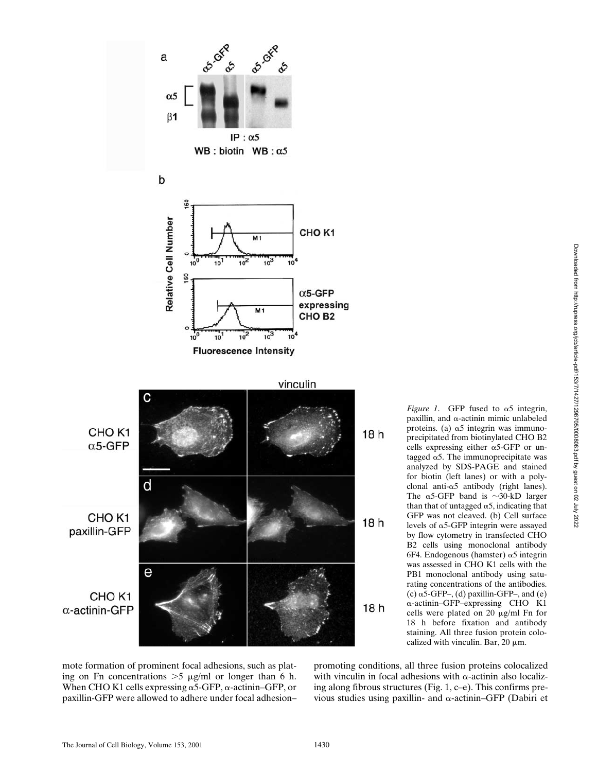*Figure 1.* GFP fused to α5 integrin, paxillin, and α-actinin mimic unlabeled proteins. (a) α5 integrin was immunoprecipitated from biotinylated CHO B2 cells expressing either α5-GFP or untagged α5. The immunoprecipitate was analyzed by SDS-PAGE and stained for biotin (left lanes) or with a polyclonal anti-α5 antibody (right lanes). The α5-GFP band is ~30-kD larger than that of untagged α5, indicating that GFP was not cleaved. (b) Cell surface levels of α5-GFP integrin were assayed by flow cytometry in transfected CHO B2 cells using monoclonal antibody 6F4. Endogenous (hamster) α5 integrin was assessed in CHO K1 cells with the PB1 monoclonal antibody using saturating concentrations of the antibodies. (c) α5-GFP–, (d) paxillin-GFP–, and (e) α-actinin–GFP–expressing CHO K1 cells were plated on 20 μg/ml Fn for 18 h before fixation and antibody staining. All three fusion protein colocalized with vinculin. Bar, 20 μm.

mote formation of prominent focal adhesions, such as plating on Fn concentrations >5 μg/ml or longer than 6 h. When CHO K1 cells expressing α5-GFP, α-actinin–GFP, or paxillin-GFP were allowed to adhere under focal adhesion–promoting conditions, all three fusion proteins colocalized with vinculin in focal adhesions with α-actinin also localizing along fibrous structures (Fig. 1, c–e). This confirms previous studies using paxillin- and α-actinin–GFP (Dabiri et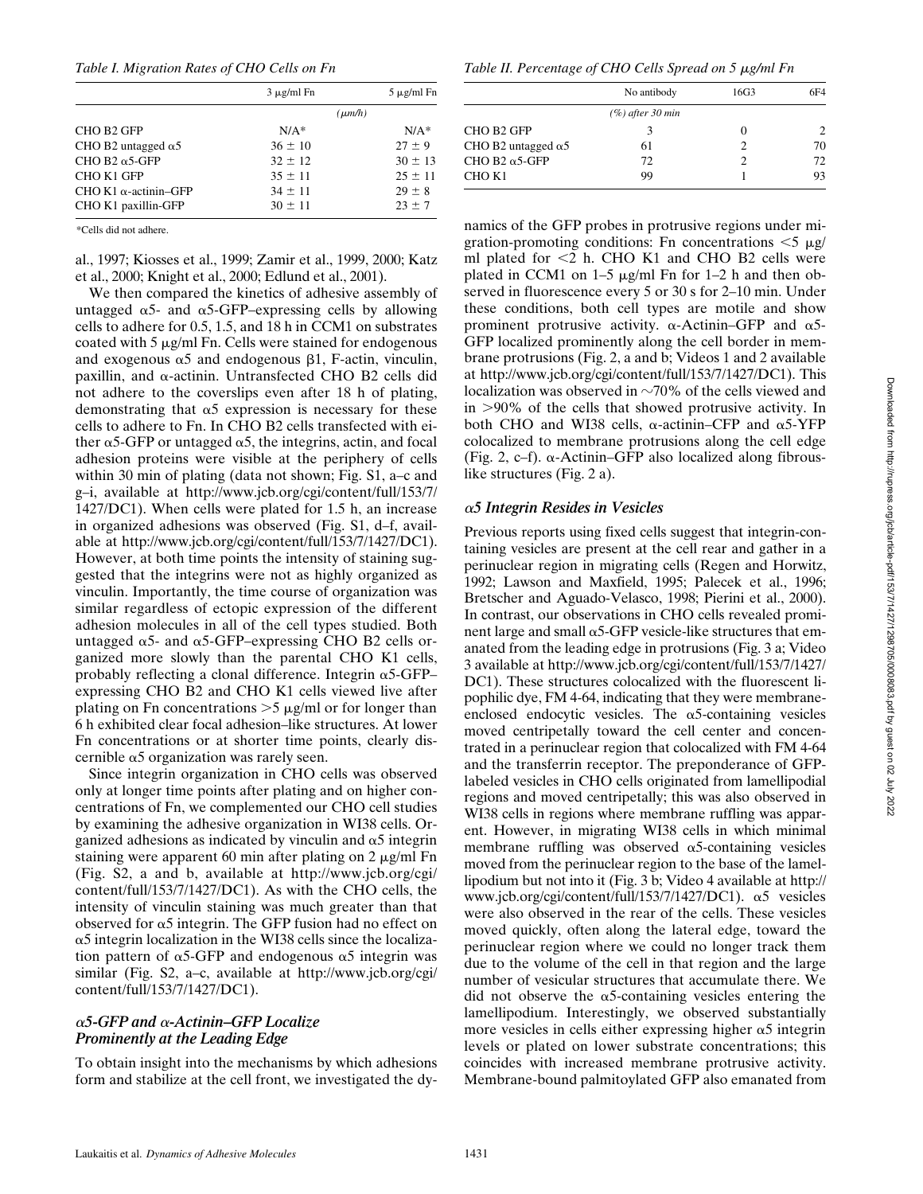*Table I. Migration Rates of CHO Cells on Fn*

| | 3 μg/ml Fn | 5 μg/ml Fn |
|---|---|---|
| | *(μm/h)* | |
| CHO B2 GFP | N/A* | N/A* |
| CHO B2 untagged α5 | 36 ± 10 | 27 ± 9 |
| CHO B2 α5-GFP | 32 ± 12 | 30 ± 13 |
| CHO K1 GFP | 35 ± 11 | 25 ± 11 |
| CHO K1 α-actinin–GFP | 34 ± 11 | 29 ± 8 |
| CHO K1 paxillin-GFP | 30 ± 11 | 23 ± 7 |

*Cells did not adhere.

*Table II. Percentage of CHO Cells Spread on 5 μg/ml Fn*

| | No antibody | 16G3 | 6F4 |
|---|---|---|---|
| | *(%) after 30 min* | | |
| CHO B2 GFP | 3 | 0 | 2 |
| CHO B2 untagged α5 | 61 | 2 | 70 |
| CHO B2 α5-GFP | 72 | 2 | 72 |
| CHO K1 | 99 | 1 | 93 |

al., 1997; Kiosses et al., 1999; Zamir et al., 1999, 2000; Katz et al., 2000; Knight et al., 2000; Edlund et al., 2001).

We then compared the kinetics of adhesive assembly of untagged α5- and α5-GFP–expressing cells by allowing cells to adhere for 0.5, 1.5, and 18 h in CCM1 on substrates coated with 5 μg/ml Fn. Cells were stained for endogenous and exogenous α5 and endogenous β1, F-actin, vinculin, paxillin, and α-actinin. Untransfected CHO B2 cells did not adhere to the coverslips even after 18 h of plating, demonstrating that α5 expression is necessary for these cells to adhere to Fn. In CHO B2 cells transfected with either α5-GFP or untagged α5, the integrins, actin, and focal adhesion proteins were visible at the periphery of cells within 30 min of plating (data not shown; Fig. S1, a–c and g–i, available at http://www.jcb.org/cgi/content/full/153/7/1427/DC1). When cells were plated for 1.5 h, an increase in organized adhesions was observed (Fig. S1, d–f, available at http://www.jcb.org/cgi/content/full/153/7/1427/DC1). However, at both time points the intensity of staining suggested that the integrins were not as highly organized as vinculin. Importantly, the time course of organization was similar regardless of ectopic expression of the different adhesion molecules in all of the cell types studied. Both untagged α5- and α5-GFP–expressing CHO B2 cells organized more slowly than the parental CHO K1 cells, probably reflecting a clonal difference. Integrin α5-GFP–expressing CHO B2 and CHO K1 cells viewed live after plating on Fn concentrations >5 μg/ml or for longer than 6 h exhibited clear focal adhesion–like structures. At lower Fn concentrations or at shorter time points, clearly discernible α5 organization was rarely seen.

Since integrin organization in CHO cells was observed only at longer time points after plating and on higher concentrations of Fn, we complemented our CHO cell studies by examining the adhesive organization in WI38 cells. Organized adhesions as indicated by vinculin and α5 integrin staining were apparent 60 min after plating on 2 μg/ml Fn (Fig. S2, a and b, available at http://www.jcb.org/cgi/content/full/153/7/1427/DC1). As with the CHO cells, the intensity of vinculin staining was much greater than that observed for α5 integrin. The GFP fusion had no effect on α5 integrin localization in the WI38 cells since the localization pattern of α5-GFP and endogenous α5 integrin was similar (Fig. S2, a–c, available at http://www.jcb.org/cgi/content/full/153/7/1427/DC1).

### *α5-GFP and α-Actinin–GFP Localize Prominently at the Leading Edge*

To obtain insight into the mechanisms by which adhesions form and stabilize at the cell front, we investigated the dynamics of the GFP probes in protrusive regions under migration-promoting conditions: Fn concentrations <5 μg/ml plated for <2 h. CHO K1 and CHO B2 cells were plated in CCM1 on 1–5 μg/ml Fn for 1–2 h and then observed in fluorescence every 5 or 30 s for 2–10 min. Under these conditions, both cell types are motile and show prominent protrusive activity. α-Actinin–GFP and α5-GFP localized prominently along the cell border in membrane protrusions (Fig. 2, a and b; Videos 1 and 2 available at http://www.jcb.org/cgi/content/full/153/7/1427/DC1). This localization was observed in ~70% of the cells viewed and in >90% of the cells that showed protrusive activity. In both CHO and WI38 cells, α-actinin–CFP and α5-YFP colocalized to membrane protrusions along the cell edge (Fig. 2, c–f). α-Actinin–GFP also localized along fibrous-like structures (Fig. 2 a).

### *α5 Integrin Resides in Vesicles*

Previous reports using fixed cells suggest that integrin-containing vesicles are present at the cell rear and gather in a perinuclear region in migrating cells (Regen and Horwitz, 1992; Lawson and Maxfield, 1995; Palecek et al., 1996; Bretscher and Aguado-Velasco, 1998; Pierini et al., 2000). In contrast, our observations in CHO cells revealed prominent large and small α5-GFP vesicle-like structures that emanated from the leading edge in protrusions (Fig. 3 a; Video 3 available at http://www.jcb.org/cgi/content/full/153/7/1427/DC1). These structures colocalized with the fluorescent lipophilic dye, FM 4-64, indicating that they were membrane-enclosed endocytic vesicles. The α5-containing vesicles moved centripetally toward the cell center and concentrated in a perinuclear region that colocalized with FM 4-64 and the transferrin receptor. The preponderance of GFP-labeled vesicles in CHO cells originated from lamellipodial regions and moved centripetally; this was also observed in WI38 cells in regions where membrane ruffling was apparent. However, in migrating WI38 cells in which minimal membrane ruffling was observed α5-containing vesicles moved from the perinuclear region to the base of the lamellipodium but not into it (Fig. 3 b; Video 4 available at http://www.jcb.org/cgi/content/full/153/7/1427/DC1). α5 vesicles were also observed in the rear of the cells. These vesicles moved quickly, often along the lateral edge, toward the perinuclear region where we could no longer track them due to the volume of the cell in that region and the large number of vesicular structures that accumulate there. We did not observe the α5-containing vesicles entering the lamellipodium. Interestingly, we observed substantially more vesicles in cells either expressing higher α5 integrin levels or plated on lower substrate concentrations; this coincides with increased membrane protrusive activity. Membrane-bound palmitoylated GFP also emanated from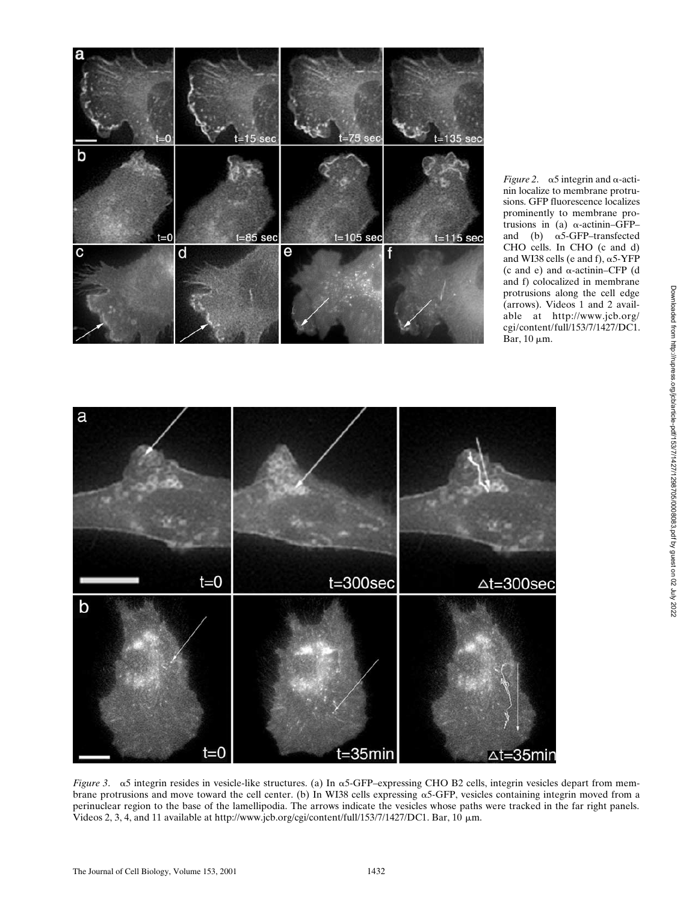*Figure 2.* α5 integrin and α-actinin localize to membrane protrusions. GFP fluorescence localizes prominently to membrane protrusions in (a) α-actinin–GFP– and (b) α5-GFP–transfected CHO cells. In CHO (c and d) and WI38 cells (e and f), α5-YFP (c and e) and α-actinin–CFP (d and f) colocalized in membrane protrusions along the cell edge (arrows). Videos 1 and 2 available at http://www.jcb.org/cgi/content/full/153/7/1427/DC1. Bar, 10 μm.

*Figure 3.* α5 integrin resides in vesicle-like structures. (a) In α5-GFP–expressing CHO B2 cells, integrin vesicles depart from membrane protrusions and move toward the cell center. (b) In WI38 cells expressing α5-GFP, vesicles containing integrin moved from a perinuclear region to the base of the lamellipodia. The arrows indicate the vesicles whose paths were tracked in the far right panels. Videos 2, 3, 4, and 11 available at http://www.jcb.org/cgi/content/full/153/7/1427/DC1. Bar, 10 μm.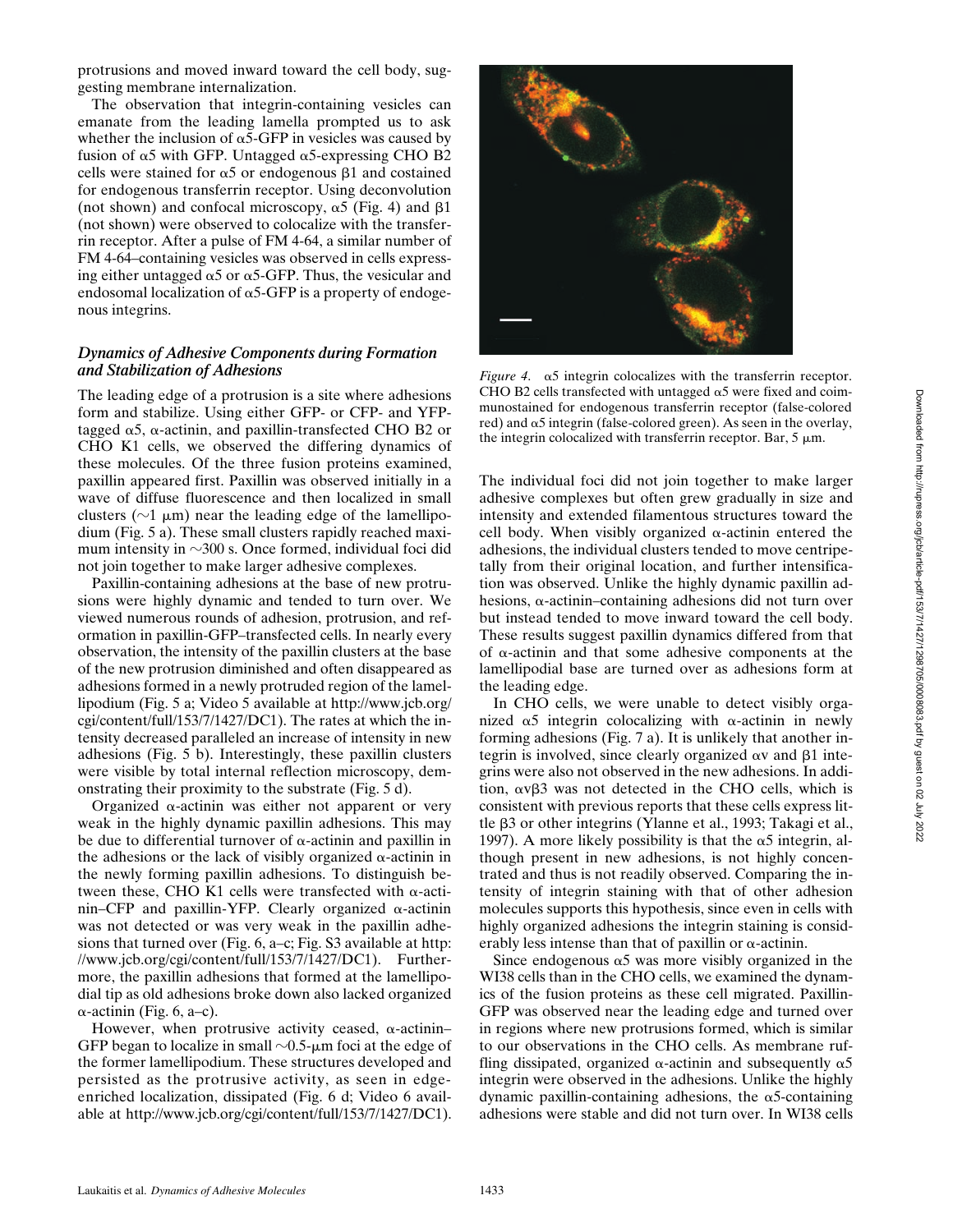protrusions and moved inward toward the cell body, suggesting membrane internalization.

The observation that integrin-containing vesicles can emanate from the leading lamella prompted us to ask whether the inclusion of α5-GFP in vesicles was caused by fusion of α5 with GFP. Untagged α5-expressing CHO B2 cells were stained for α5 or endogenous β1 and costained for endogenous transferrin receptor. Using deconvolution (not shown) and confocal microscopy, α5 (Fig. 4) and β1 (not shown) were observed to colocalize with the transferrin receptor. After a pulse of FM 4-64, a similar number of FM 4-64–containing vesicles was observed in cells expressing either untagged α5 or α5-GFP. Thus, the vesicular and endosomal localization of α5-GFP is a property of endogenous integrins.

### *Dynamics of Adhesive Components during Formation and Stabilization of Adhesions*

The leading edge of a protrusion is a site where adhesions form and stabilize. Using either GFP- or CFP- and YFP-tagged α5, α-actinin, and paxillin-transfected CHO B2 or CHO K1 cells, we observed the differing dynamics of these molecules. Of the three fusion proteins examined, paxillin appeared first. Paxillin was observed initially in a wave of diffuse fluorescence and then localized in small clusters (~1 μm) near the leading edge of the lamellipodium (Fig. 5 a). These small clusters rapidly reached maximum intensity in ~300 s. Once formed, individual foci did not join together to make larger adhesive complexes.

Paxillin-containing adhesions at the base of new protrusions were highly dynamic and tended to turn over. We viewed numerous rounds of adhesion, protrusion, and reformation in paxillin-GFP–transfected cells. In nearly every observation, the intensity of the paxillin clusters at the base of the new protrusion diminished and often disappeared as adhesions formed in a newly protruded region of the lamellipodium (Fig. 5 a; Video 5 available at http://www.jcb.org/cgi/content/full/153/7/1427/DC1). The rates at which the intensity decreased paralleled an increase of intensity in new adhesions (Fig. 5 b). Interestingly, these paxillin clusters were visible by total internal reflection microscopy, demonstrating their proximity to the substrate (Fig. 5 d).

Organized α-actinin was either not apparent or very weak in the highly dynamic paxillin adhesions. This may be due to differential turnover of α-actinin and paxillin in the adhesions or the lack of visibly organized α-actinin in the newly forming paxillin adhesions. To distinguish between these, CHO K1 cells were transfected with α-actinin–CFP and paxillin-YFP. Clearly organized α-actinin was not detected or was very weak in the paxillin adhesions that turned over (Fig. 6, a–c; Fig. S3 available at http://www.jcb.org/cgi/content/full/153/7/1427/DC1). Furthermore, the paxillin adhesions that formed at the lamellipodial tip as old adhesions broke down also lacked organized α-actinin (Fig. 6, a–c).

However, when protrusive activity ceased, α-actinin–GFP began to localize in small ~0.5-μm foci at the edge of the former lamellipodium. These structures developed and persisted as the protrusive activity, as seen in edge-enriched localization, dissipated (Fig. 6 d; Video 6 available at http://www.jcb.org/cgi/content/full/153/7/1427/DC1). The individual foci did not join together to make larger adhesive complexes but often grew gradually in size and intensity and extended filamentous structures toward the cell body. When visibly organized α-actinin entered the adhesions, the individual clusters tended to move centripetally from their original location, and further intensification was observed. Unlike the highly dynamic paxillin adhesions, α-actinin–containing adhesions did not turn over but instead tended to move inward toward the cell body. These results suggest paxillin dynamics differed from that of α-actinin and that some adhesive components at the lamellipodial base are turned over as adhesions form at the leading edge.

In CHO cells, we were unable to detect visibly organized α5 integrin colocalizing with α-actinin in newly forming adhesions (Fig. 7 a). It is unlikely that another integrin is involved, since clearly organized αv and β1 integrins were also not observed in the new adhesions. In addition, αvβ3 was not detected in the CHO cells, which is consistent with previous reports that these cells express little β3 or other integrins (Ylanne et al., 1993; Takagi et al., 1997). A more likely possibility is that the α5 integrin, although present in new adhesions, is not highly concentrated and thus is not readily observed. Comparing the intensity of integrin staining with that of other adhesion molecules supports this hypothesis, since even in cells with highly organized adhesions the integrin staining is considerably less intense than that of paxillin or α-actinin.

Since endogenous α5 was more visibly organized in the WI38 cells than in the CHO cells, we examined the dynamics of the fusion proteins as these cell migrated. Paxillin-GFP was observed near the leading edge and turned over in regions where new protrusions formed, which is similar to our observations in the CHO cells. As membrane ruffling dissipated, organized α-actinin and subsequently α5 integrin were observed in the adhesions. Unlike the highly dynamic paxillin-containing adhesions, the α5-containing adhesions were stable and did not turn over. In WI38 cells

*Figure 4.* α5 integrin colocalizes with the transferrin receptor. CHO B2 cells transfected with untagged α5 were fixed and coimmunostained for endogenous transferrin receptor (false-colored red) and α5 integrin (false-colored green). As seen in the overlay, the integrin colocalized with transferrin receptor. Bar, 5 μm.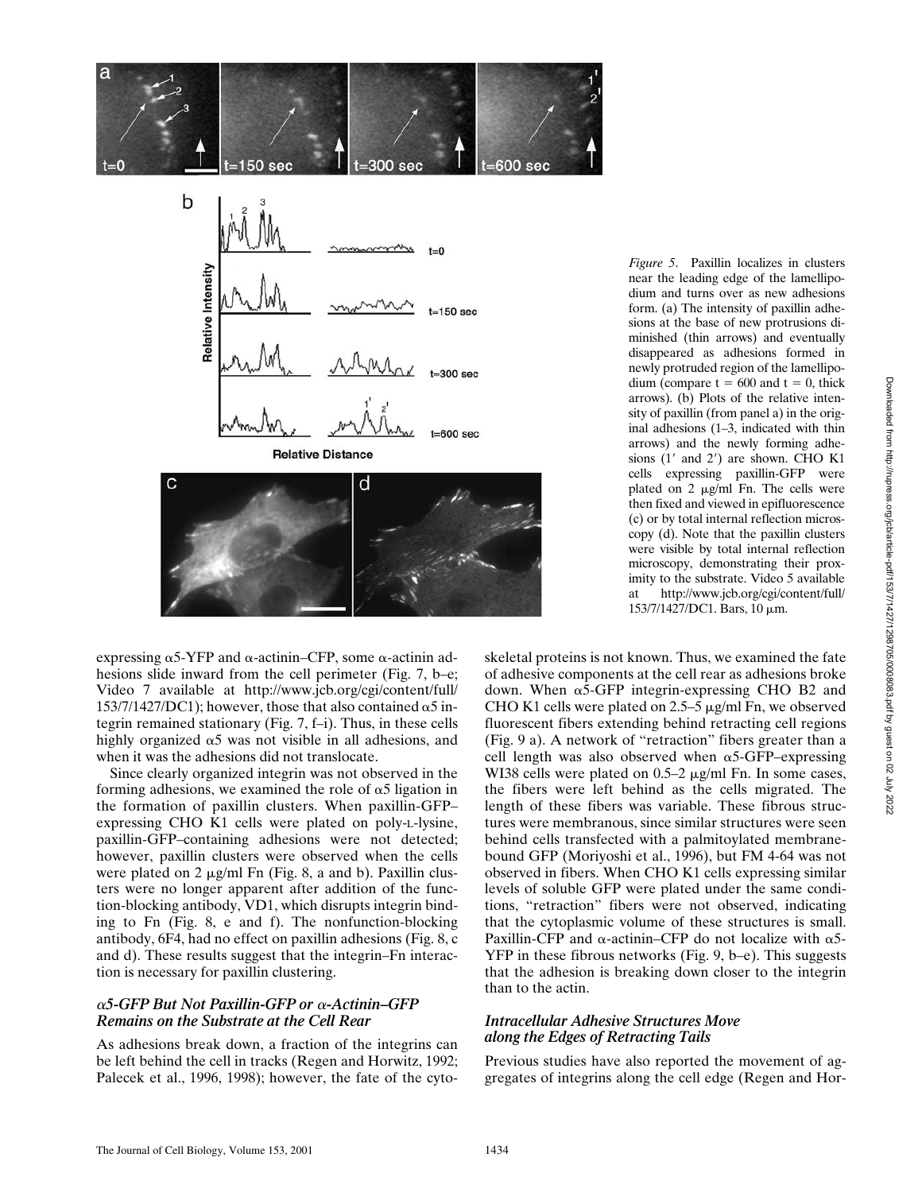*Figure 5*. Paxillin localizes in clusters near the leading edge of the lamellipodium and turns over as new adhesions form. (a) The intensity of paxillin adhesions at the base of new protrusions diminished (thin arrows) and eventually disappeared as adhesions formed in newly protruded region of the lamellipodium (compare t = 600 and t = 0, thick arrows). (b) Plots of the relative intensity of paxillin (from panel a) in the original adhesions (1–3, indicated with thin arrows) and the newly forming adhesions (1′ and 2′) are shown. CHO K1 cells expressing paxillin-GFP were plated on 2 μg/ml Fn. The cells were then fixed and viewed in epifluorescence (c) or by total internal reflection microscopy (d). Note that the paxillin clusters were visible by total internal reflection microscopy, demonstrating their proximity to the substrate. Video 5 available at http://www.jcb.org/cgi/content/full/153/7/1427/DC1. Bars, 10 μm.

expressing α5-YFP and α-actinin–CFP, some α-actinin adhesions slide inward from the cell perimeter (Fig. 7, b–e; Video 7 available at http://www.jcb.org/cgi/content/full/153/7/1427/DC1); however, those that also contained α5 integrin remained stationary (Fig. 7, f–i). Thus, in these cells highly organized α5 was not visible in all adhesions, and when it was the adhesions did not translocate.

Since clearly organized integrin was not observed in the forming adhesions, we examined the role of α5 ligation in the formation of paxillin clusters. When paxillin-GFP–expressing CHO K1 cells were plated on poly-L-lysine, paxillin-GFP–containing adhesions were not detected; however, paxillin clusters were observed when the cells were plated on 2 μg/ml Fn (Fig. 8, a and b). Paxillin clusters were no longer apparent after addition of the function-blocking antibody, VD1, which disrupts integrin binding to Fn (Fig. 8, e and f). The nonfunction-blocking antibody, 6F4, had no effect on paxillin adhesions (Fig. 8, c and d). These results suggest that the integrin–Fn interaction is necessary for paxillin clustering.

### *α5-GFP But Not Paxillin-GFP or α-Actinin–GFP Remains on the Substrate at the Cell Rear*

As adhesions break down, a fraction of the integrins can be left behind the cell in tracks (Regen and Horwitz, 1992; Palecek et al., 1996, 1998); however, the fate of the cytoskeletal proteins is not known. Thus, we examined the fate of adhesive components at the cell rear as adhesions broke down. When α5-GFP integrin-expressing CHO B2 and CHO K1 cells were plated on 2.5–5 μg/ml Fn, we observed fluorescent fibers extending behind retracting cell regions (Fig. 9 a). A network of "retraction" fibers greater than a cell length was also observed when α5-GFP–expressing WI38 cells were plated on 0.5–2 μg/ml Fn. In some cases, the fibers were left behind as the cells migrated. The length of these fibers was variable. These fibrous structures were membranous, since similar structures were seen behind cells transfected with a palmitoylated membrane-bound GFP (Moriyoshi et al., 1996), but FM 4-64 was not observed in fibers. When CHO K1 cells expressing similar levels of soluble GFP were plated under the same conditions, "retraction" fibers were not observed, indicating that the cytoplasmic volume of these structures is small. Paxillin-CFP and α-actinin–CFP do not localize with α5-YFP in these fibrous networks (Fig. 9, b–e). This suggests that the adhesion is breaking down closer to the integrin than to the actin.

### *Intracellular Adhesive Structures Move along the Edges of Retracting Tails*

Previous studies have also reported the movement of aggregates of integrins along the cell edge (Regen and Hor-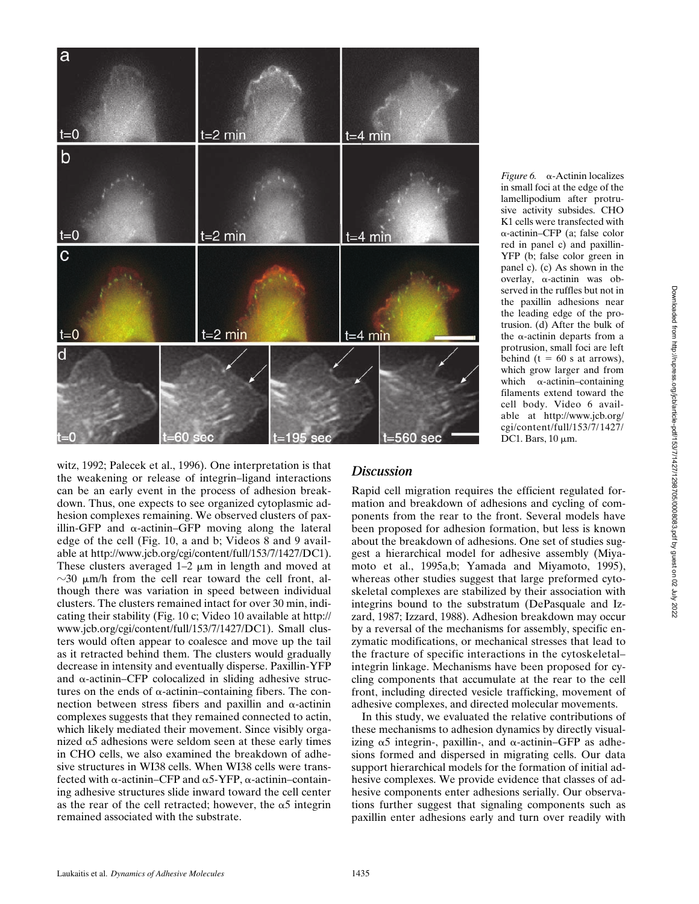*Figure 6.* α-Actinin localizes in small foci at the edge of the lamellipodium after protrusive activity subsides. CHO K1 cells were transfected with α-actinin–CFP (a; false color red in panel c) and paxillin-YFP (b; false color green in panel c). (c) As shown in the overlay, α-actinin was observed in the ruffles but not in the paxillin adhesions near the leading edge of the protrusion. (d) After the bulk of the α-actinin departs from a protrusion, small foci are left behind (t = 60 s at arrows), which grow larger and from which α-actinin–containing filaments extend toward the cell body. Video 6 available at http://www.jcb.org/cgi/content/full/153/7/1427/DC1. Bars, 10 μm.

witz, 1992; Palecek et al., 1996). One interpretation is that the weakening or release of integrin–ligand interactions can be an early event in the process of adhesion breakdown. Thus, one expects to see organized cytoplasmic adhesion complexes remaining. We observed clusters of paxillin-GFP and α-actinin–GFP moving along the lateral edge of the cell (Fig. 10, a and b; Videos 8 and 9 available at http://www.jcb.org/cgi/content/full/153/7/1427/DC1). These clusters averaged 1–2 μm in length and moved at ~30 μm/h from the cell rear toward the cell front, although there was variation in speed between individual clusters. The clusters remained intact for over 30 min, indicating their stability (Fig. 10 c; Video 10 available at http://www.jcb.org/cgi/content/full/153/7/1427/DC1). Small clusters would often appear to coalesce and move up the tail as it retracted behind them. The clusters would gradually decrease in intensity and eventually disperse. Paxillin-YFP and α-actinin–CFP colocalized in sliding adhesive structures on the ends of α-actinin–containing fibers. The connection between stress fibers and paxillin and α-actinin complexes suggests that they remained connected to actin, which likely mediated their movement. Since visibly organized α5 adhesions were seldom seen at these early times in CHO cells, we also examined the breakdown of adhesive structures in WI38 cells. When WI38 cells were transfected with α-actinin–CFP and α5-YFP, α-actinin–containing adhesive structures slide inward toward the cell center as the rear of the cell retracted; however, the α5 integrin remained associated with the substrate.

## Discussion

Rapid cell migration requires the efficient regulated formation and breakdown of adhesions and cycling of components from the rear to the front. Several models have been proposed for adhesion formation, but less is known about the breakdown of adhesions. One set of studies suggest a hierarchical model for adhesive assembly (Miyamoto et al., 1995a,b; Yamada and Miyamoto, 1995), whereas other studies suggest that large preformed cytoskeletal complexes are stabilized by their association with integrins bound to the substratum (DePasquale and Izzard, 1987; Izzard, 1988). Adhesion breakdown may occur by a reversal of the mechanisms for assembly, specific enzymatic modifications, or mechanical stresses that lead to the fracture of specific interactions in the cytoskeletal–integrin linkage. Mechanisms have been proposed for cycling components that accumulate at the rear to the cell front, including directed vesicle trafficking, movement of adhesive complexes, and directed molecular movements.

In this study, we evaluated the relative contributions of these mechanisms to adhesion dynamics by directly visualizing α5 integrin-, paxillin-, and α-actinin–GFP as adhesions formed and dispersed in migrating cells. Our data support hierarchical models for the formation of initial adhesive complexes. We provide evidence that classes of adhesive components enter adhesions serially. Our observations further suggest that signaling components such as paxillin enter adhesions early and turn over readily with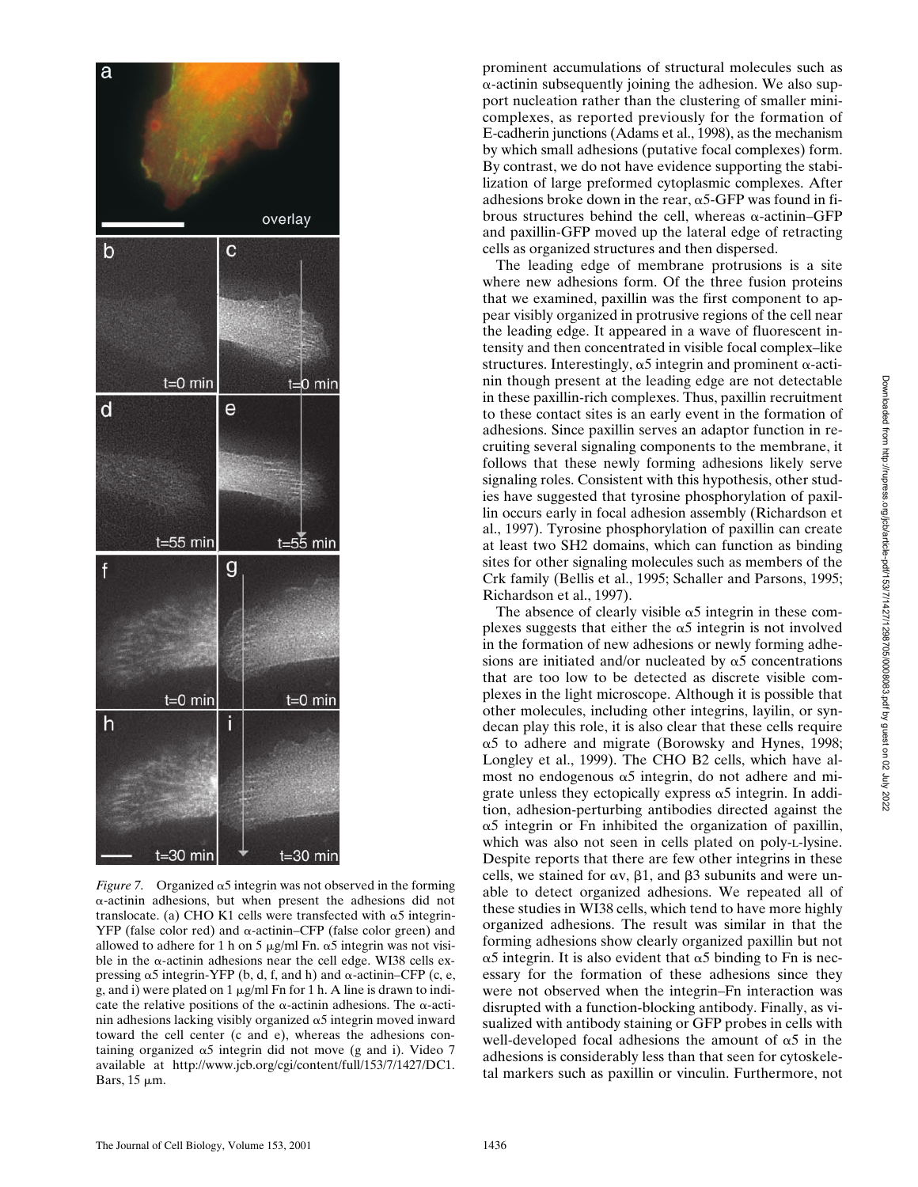*Figure 7.* Organized α5 integrin was not observed in the forming α-actinin adhesions, but when present the adhesions did not translocate. (a) CHO K1 cells were transfected with α5 integrin-YFP (false color red) and α-actinin–CFP (false color green) and allowed to adhere for 1 h on 5 μg/ml Fn. α5 integrin was not visible in the α-actinin adhesions near the cell edge. WI38 cells expressing α5 integrin-YFP (b, d, f, and h) and α-actinin–CFP (c, e, g, and i) were plated on 1 μg/ml Fn for 1 h. A line is drawn to indicate the relative positions of the α-actinin adhesions. The α-actinin adhesions lacking visibly organized α5 integrin moved inward toward the cell center (c and e), whereas the adhesions containing organized α5 integrin did not move (g and i). Video 7 available at http://www.jcb.org/cgi/content/full/153/7/1427/DC1. Bars, 15 μm.

prominent accumulations of structural molecules such as α-actinin subsequently joining the adhesion. We also support nucleation rather than the clustering of smaller mini-complexes, as reported previously for the formation of E-cadherin junctions (Adams et al., 1998), as the mechanism by which small adhesions (putative focal complexes) form. By contrast, we do not have evidence supporting the stabilization of large preformed cytoplasmic complexes. After adhesions broke down in the rear, α5-GFP was found in fibrous structures behind the cell, whereas α-actinin–GFP and paxillin-GFP moved up the lateral edge of retracting cells as organized structures and then dispersed.

The leading edge of membrane protrusions is a site where new adhesions form. Of the three fusion proteins that we examined, paxillin was the first component to appear visibly organized in protrusive regions of the cell near the leading edge. It appeared in a wave of fluorescent intensity and then concentrated in visible focal complex–like structures. Interestingly, α5 integrin and prominent α-actinin though present at the leading edge are not detectable in these paxillin-rich complexes. Thus, paxillin recruitment to these contact sites is an early event in the formation of adhesions. Since paxillin serves an adaptor function in recruiting several signaling components to the membrane, it follows that these newly forming adhesions likely serve signaling roles. Consistent with this hypothesis, other studies have suggested that tyrosine phosphorylation of paxillin occurs early in focal adhesion assembly (Richardson et al., 1997). Tyrosine phosphorylation of paxillin can create at least two SH2 domains, which can function as binding sites for other signaling molecules such as members of the Crk family (Bellis et al., 1995; Schaller and Parsons, 1995; Richardson et al., 1997).

The absence of clearly visible α5 integrin in these complexes suggests that either the α5 integrin is not involved in the formation of new adhesions or newly forming adhesions are initiated and/or nucleated by α5 concentrations that are too low to be detected as discrete visible complexes in the light microscope. Although it is possible that other molecules, including other integrins, layilin, or syndecan play this role, it is also clear that these cells require α5 to adhere and migrate (Borowsky and Hynes, 1998; Longley et al., 1999). The CHO B2 cells, which have almost no endogenous α5 integrin, do not adhere and migrate unless they ectopically express α5 integrin. In addition, adhesion-perturbing antibodies directed against the α5 integrin or Fn inhibited the organization of paxillin, which was also not seen in cells plated on poly-L-lysine. Despite reports that there are few other integrins in these cells, we stained for αv, β1, and β3 subunits and were unable to detect organized adhesions. We repeated all of these studies in WI38 cells, which tend to have more highly organized adhesions. The result was similar in that the forming adhesions show clearly organized paxillin but not α5 integrin. It is also evident that α5 binding to Fn is necessary for the formation of these adhesions since they were not observed when the integrin–Fn interaction was disrupted with a function-blocking antibody. Finally, as visualized with antibody staining or GFP probes in cells with well-developed focal adhesions the amount of α5 in the adhesions is considerably less than that seen for cytoskeletal markers such as paxillin or vinculin. Furthermore, not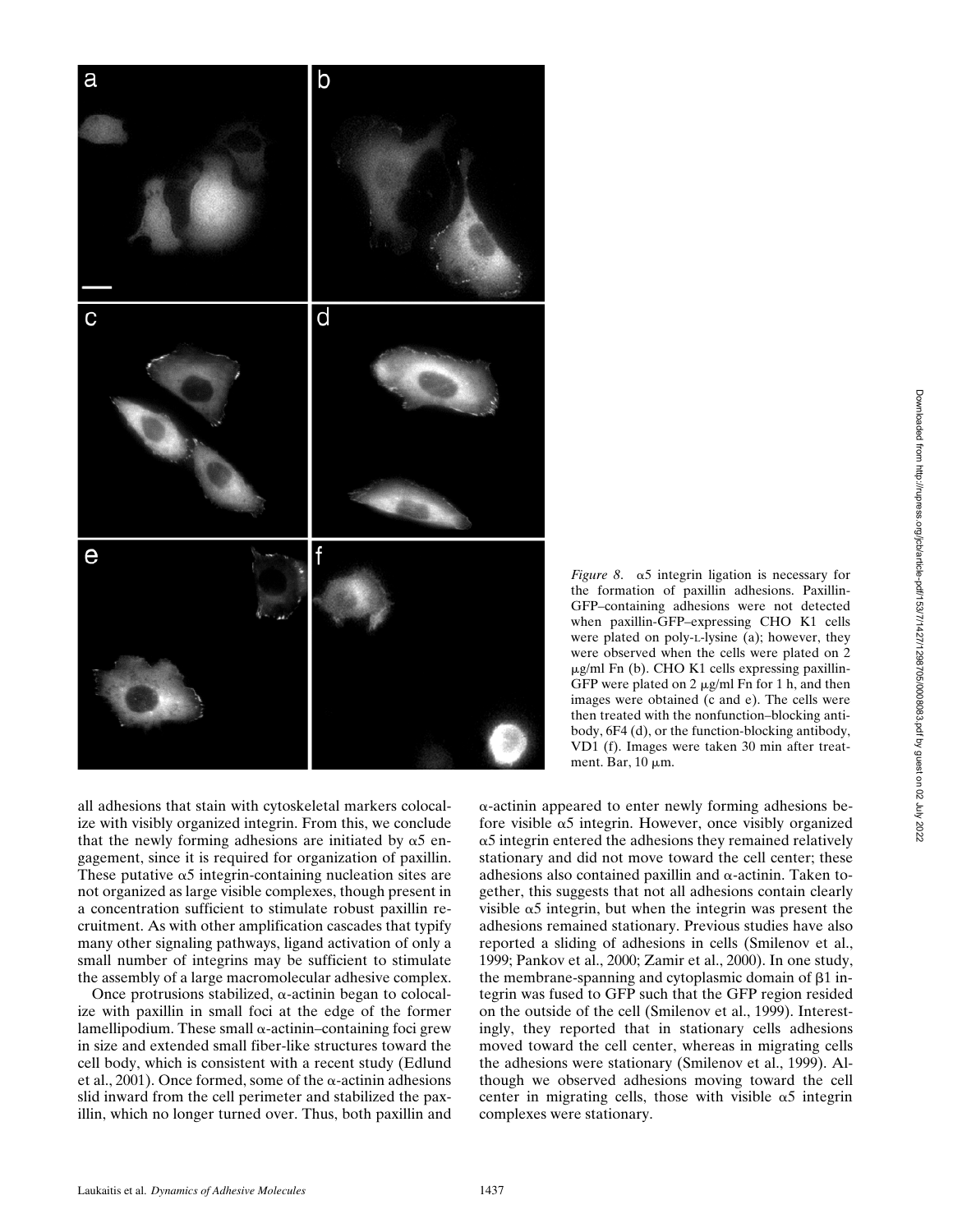*Figure 8.* α5 integrin ligation is necessary for the formation of paxillin adhesions. Paxillin-GFP–containing adhesions were not detected when paxillin-GFP–expressing CHO K1 cells were plated on poly-L-lysine (a); however, they were observed when the cells were plated on 2 μg/ml Fn (b). CHO K1 cells expressing paxillin-GFP were plated on 2 μg/ml Fn for 1 h, and then images were obtained (c and e). The cells were then treated with the nonfunction–blocking antibody, 6F4 (d), or the function-blocking antibody, VD1 (f). Images were taken 30 min after treatment. Bar, 10 μm.

all adhesions that stain with cytoskeletal markers colocalize with visibly organized integrin. From this, we conclude that the newly forming adhesions are initiated by α5 engagement, since it is required for organization of paxillin. These putative α5 integrin-containing nucleation sites are not organized as large visible complexes, though present in a concentration sufficient to stimulate robust paxillin recruitment. As with other amplification cascades that typify many other signaling pathways, ligand activation of only a small number of integrins may be sufficient to stimulate the assembly of a large macromolecular adhesive complex.

Once protrusions stabilized, α-actinin began to colocalize with paxillin in small foci at the edge of the former lamellipodium. These small α-actinin–containing foci grew in size and extended small fiber-like structures toward the cell body, which is consistent with a recent study (Edlund et al., 2001). Once formed, some of the α-actinin adhesions slid inward from the cell perimeter and stabilized the paxillin, which no longer turned over. Thus, both paxillin and α-actinin appeared to enter newly forming adhesions before visible α5 integrin. However, once visibly organized α5 integrin entered the adhesions they remained relatively stationary and did not move toward the cell center; these adhesions also contained paxillin and α-actinin. Taken together, this suggests that not all adhesions contain clearly visible α5 integrin, but when the integrin was present the adhesions remained stationary. Previous studies have also reported a sliding of adhesions in cells (Smilenov et al., 1999; Pankov et al., 2000; Zamir et al., 2000). In one study, the membrane-spanning and cytoplasmic domain of β1 integrin was fused to GFP such that the GFP region resided on the outside of the cell (Smilenov et al., 1999). Interestingly, they reported that in stationary cells adhesions moved toward the cell center, whereas in migrating cells the adhesions were stationary (Smilenov et al., 1999). Although we observed adhesions moving toward the cell center in migrating cells, those with visible α5 integrin complexes were stationary.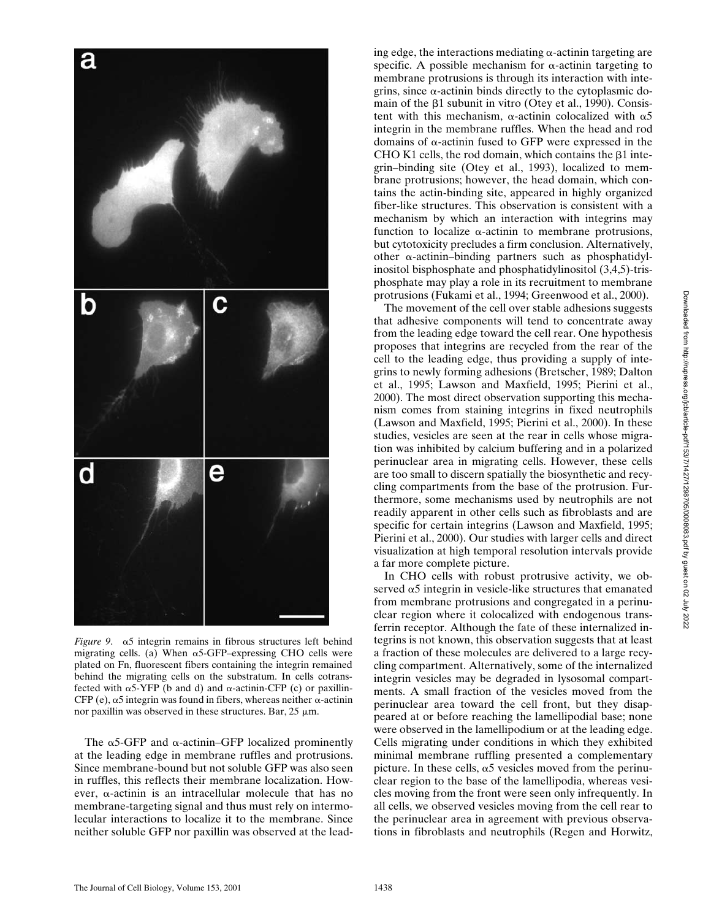*Figure 9.* α5 integrin remains in fibrous structures left behind migrating cells. (a) When α5-GFP–expressing CHO cells were plated on Fn, fluorescent fibers containing the integrin remained behind the migrating cells on the substratum. In cells cotransfected with α5-YFP (b and d) and α-actinin-CFP (c) or paxillin-CFP (e), α5 integrin was found in fibers, whereas neither α-actinin nor paxillin was observed in these structures. Bar, 25 μm.

The α5-GFP and α-actinin–GFP localized prominently at the leading edge in membrane ruffles and protrusions. Since membrane-bound but not soluble GFP was also seen in ruffles, this reflects their membrane localization. However, α-actinin is an intracellular molecule that has no membrane-targeting signal and thus must rely on intermolecular interactions to localize it to the membrane. Since neither soluble GFP nor paxillin was observed at the leading edge, the interactions mediating α-actinin targeting are specific. A possible mechanism for α-actinin targeting to membrane protrusions is through its interaction with integrins, since α-actinin binds directly to the cytoplasmic domain of the β1 subunit in vitro (Otey et al., 1990). Consistent with this mechanism, α-actinin colocalized with α5 integrin in the membrane ruffles. When the head and rod domains of α-actinin fused to GFP were expressed in the CHO K1 cells, the rod domain, which contains the β1 integrin–binding site (Otey et al., 1993), localized to membrane protrusions; however, the head domain, which contains the actin-binding site, appeared in highly organized fiber-like structures. This observation is consistent with a mechanism by which an interaction with integrins may function to localize α-actinin to membrane protrusions, but cytotoxicity precludes a firm conclusion. Alternatively, other α-actinin–binding partners such as phosphatidylinositol bisphosphate and phosphatidylinositol (3,4,5)-trisphosphate may play a role in its recruitment to membrane protrusions (Fukami et al., 1994; Greenwood et al., 2000).

The movement of the cell over stable adhesions suggests that adhesive components will tend to concentrate away from the leading edge toward the cell rear. One hypothesis proposes that integrins are recycled from the rear of the cell to the leading edge, thus providing a supply of integrins to newly forming adhesions (Bretscher, 1989; Dalton et al., 1995; Lawson and Maxfield, 1995; Pierini et al., 2000). The most direct observation supporting this mechanism comes from staining integrins in fixed neutrophils (Lawson and Maxfield, 1995; Pierini et al., 2000). In these studies, vesicles are seen at the rear in cells whose migration was inhibited by calcium buffering and in a polarized perinuclear area in migrating cells. However, these cells are too small to discern spatially the biosynthetic and recycling compartments from the base of the protrusion. Furthermore, some mechanisms used by neutrophils are not readily apparent in other cells such as fibroblasts and are specific for certain integrins (Lawson and Maxfield, 1995; Pierini et al., 2000). Our studies with larger cells and direct visualization at high temporal resolution intervals provide a far more complete picture.

In CHO cells with robust protrusive activity, we observed α5 integrin in vesicle-like structures that emanated from membrane protrusions and congregated in a perinuclear region where it colocalized with endogenous transferrin receptor. Although the fate of these internalized integrins is not known, this observation suggests that at least a fraction of these molecules are delivered to a large recycling compartment. Alternatively, some of the internalized integrin vesicles may be degraded in lysosomal compartments. A small fraction of the vesicles moved from the perinuclear area toward the cell front, but they disappeared at or before reaching the lamellipodial base; none were observed in the lamellipodium or at the leading edge. Cells migrating under conditions in which they exhibited minimal membrane ruffling presented a complementary picture. In these cells, α5 vesicles moved from the perinuclear region to the base of the lamellipodia, whereas vesicles moving from the front were seen only infrequently. In all cells, we observed vesicles moving from the cell rear to the perinuclear area in agreement with previous observations in fibroblasts and neutrophils (Regen and Horwitz,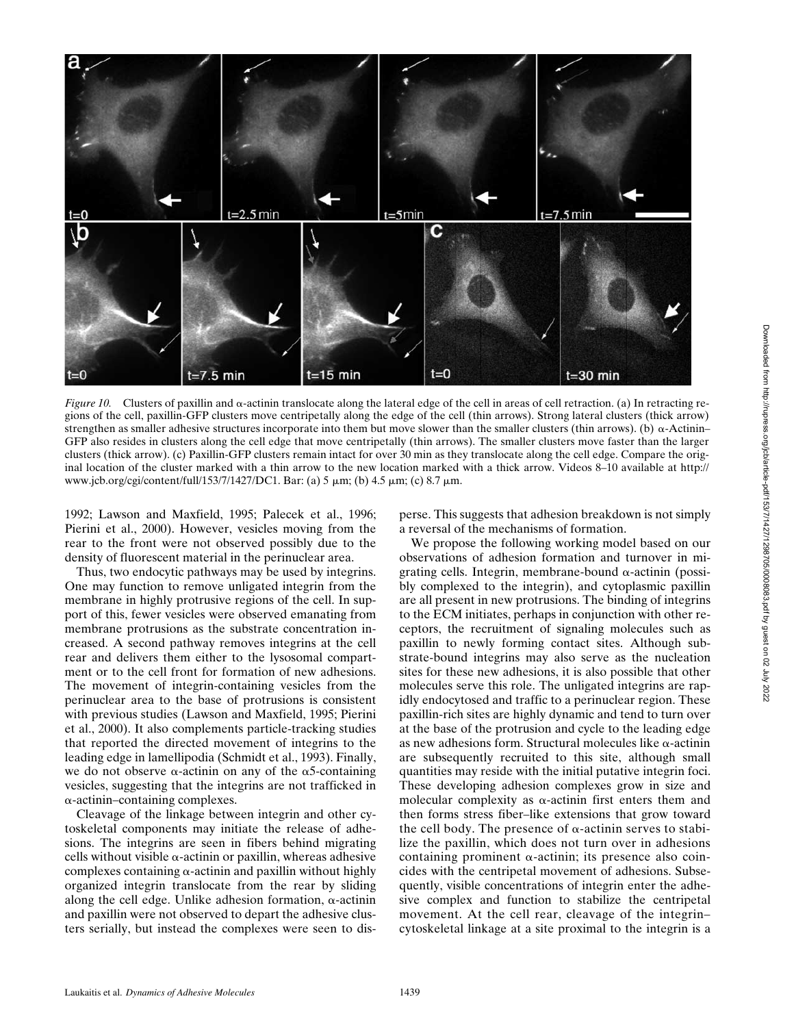*Figure 10.* Clusters of paxillin and α-actinin translocate along the lateral edge of the cell in areas of cell retraction. (a) In retracting regions of the cell, paxillin-GFP clusters move centripetally along the edge of the cell (thin arrows). Strong lateral clusters (thick arrow) strengthen as smaller adhesive structures incorporate into them but move slower than the smaller clusters (thin arrows). (b) α-Actinin–GFP also resides in clusters along the cell edge that move centripetally (thin arrows). The smaller clusters move faster than the larger clusters (thick arrow). (c) Paxillin-GFP clusters remain intact for over 30 min as they translocate along the cell edge. Compare the original location of the cluster marked with a thin arrow to the new location marked with a thick arrow. Videos 8–10 available at http://www.jcb.org/cgi/content/full/153/7/1427/DC1. Bar: (a) 5 μm; (b) 4.5 μm; (c) 8.7 μm.

1992; Lawson and Maxfield, 1995; Palecek et al., 1996; Pierini et al., 2000). However, vesicles moving from the rear to the front were not observed possibly due to the density of fluorescent material in the perinuclear area.

Thus, two endocytic pathways may be used by integrins. One may function to remove unligated integrin from the membrane in highly protrusive regions of the cell. In support of this, fewer vesicles were observed emanating from membrane protrusions as the substrate concentration increased. A second pathway removes integrins at the cell rear and delivers them either to the lysosomal compartment or to the cell front for formation of new adhesions. The movement of integrin-containing vesicles from the perinuclear area to the base of protrusions is consistent with previous studies (Lawson and Maxfield, 1995; Pierini et al., 2000). It also complements particle-tracking studies that reported the directed movement of integrins to the leading edge in lamellipodia (Schmidt et al., 1993). Finally, we do not observe α-actinin on any of the α5-containing vesicles, suggesting that the integrins are not trafficked in α-actinin–containing complexes.

Cleavage of the linkage between integrin and other cytoskeletal components may initiate the release of adhesions. The integrins are seen in fibers behind migrating cells without visible α-actinin or paxillin, whereas adhesive complexes containing α-actinin and paxillin without highly organized integrin translocate from the rear by sliding along the cell edge. Unlike adhesion formation, α-actinin and paxillin were not observed to depart the adhesive clusters serially, but instead the complexes were seen to disperse. This suggests that adhesion breakdown is not simply a reversal of the mechanisms of formation.

We propose the following working model based on our observations of adhesion formation and turnover in migrating cells. Integrin, membrane-bound α-actinin (possibly complexed to the integrin), and cytoplasmic paxillin are all present in new protrusions. The binding of integrins to the ECM initiates, perhaps in conjunction with other receptors, the recruitment of signaling molecules such as paxillin to newly forming contact sites. Although substrate-bound integrins may also serve as the nucleation sites for these new adhesions, it is also possible that other molecules serve this role. The unligated integrins are rapidly endocytosed and traffic to a perinuclear region. These paxillin-rich sites are highly dynamic and tend to turn over at the base of the protrusion and cycle to the leading edge as new adhesions form. Structural molecules like α-actinin are subsequently recruited to this site, although small quantities may reside with the initial putative integrin foci. These developing adhesion complexes grow in size and molecular complexity as α-actinin first enters them and then forms stress fiber–like extensions that grow toward the cell body. The presence of α-actinin serves to stabilize the paxillin, which does not turn over in adhesions containing prominent α-actinin; its presence also coincides with the centripetal movement of adhesions. Subsequently, visible concentrations of integrin enter the adhesive complex and function to stabilize the centripetal movement. At the cell rear, cleavage of the integrin–cytoskeletal linkage at a site proximal to the integrin is a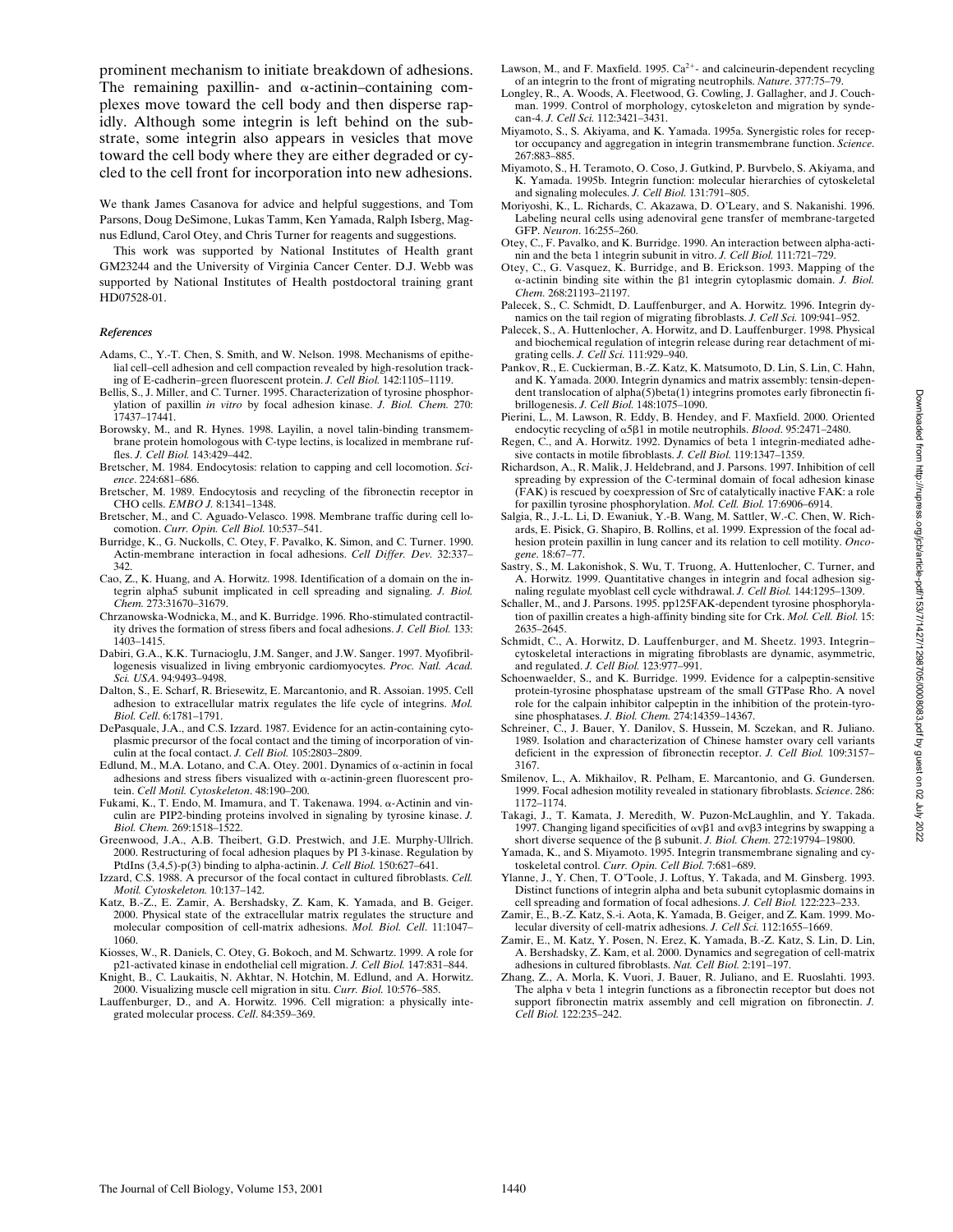prominent mechanism to initiate breakdown of adhesions. The remaining paxillin- and α-actinin–containing complexes move toward the cell body and then disperse rapidly. Although some integrin is left behind on the substrate, some integrin also appears in vesicles that move toward the cell body where they are either degraded or cycled to the cell front for incorporation into new adhesions.

We thank James Casanova for advice and helpful suggestions, and Tom Parsons, Doug DeSimone, Lukas Tamm, Ken Yamada, Ralph Isberg, Magnus Edlund, Carol Otey, and Chris Turner for reagents and suggestions.

This work was supported by National Institutes of Health grant GM23244 and the University of Virginia Cancer Center. D.J. Webb was supported by National Institutes of Health postdoctoral training grant HD07528-01.

### *References*

Adams, C., Y.-T. Chen, S. Smith, and W. Nelson. 1998. Mechanisms of epithelial cell–cell adhesion and cell compaction revealed by high-resolution tracking of E-cadherin–green fluorescent protein. *J. Cell Biol.* 142:1105–1119.

Bellis, S., J. Miller, and C. Turner. 1995. Characterization of tyrosine phosphorylation of paxillin *in vitro* by focal adhesion kinase. *J. Biol. Chem.* 270: 17437–17441.

Borowsky, M., and R. Hynes. 1998. Layilin, a novel talin-binding transmembrane protein homologous with C-type lectins, is localized in membrane ruffles. *J. Cell Biol.* 143:429–442.

Bretscher, M. 1984. Endocytosis: relation to capping and cell locomotion. *Science*. 224:681–686.

Bretscher, M. 1989. Endocytosis and recycling of the fibronectin receptor in CHO cells. *EMBO J.* 8:1341–1348.

Bretscher, M., and C. Aguado-Velasco. 1998. Membrane traffic during cell locomotion. *Curr. Opin. Cell Biol.* 10:537–541.

Burridge, K., G. Nuckolls, C. Otey, F. Pavalko, K. Simon, and C. Turner. 1990. Actin-membrane interaction in focal adhesions. *Cell Differ. Dev.* 32:337–342.

Cao, Z., K. Huang, and A. Horwitz. 1998. Identification of a domain on the integrin alpha5 subunit implicated in cell spreading and signaling. *J. Biol. Chem.* 273:31670–31679.

Chrzanowska-Wodnicka, M., and K. Burridge. 1996. Rho-stimulated contractility drives the formation of stress fibers and focal adhesions. *J. Cell Biol.* 133: 1403–1415.

Dabiri, G.A., K.K. Turnacioglu, J.M. Sanger, and J.W. Sanger. 1997. Myofibrillogenesis visualized in living embryonic cardiomyocytes. *Proc. Natl. Acad. Sci. USA*. 94:9493–9498.

Dalton, S., E. Scharf, R. Briesewitz, E. Marcantonio, and R. Assoian. 1995. Cell adhesion to extracellular matrix regulates the life cycle of integrins. *Mol. Biol. Cell*. 6:1781–1791.

DePasquale, J.A., and C.S. Izzard. 1987. Evidence for an actin-containing cytoplasmic precursor of the focal contact and the timing of incorporation of vinculin at the focal contact. *J. Cell Biol.* 105:2803–2809.

Edlund, M., M.A. Lotano, and C.A. Otey. 2001. Dynamics of α-actinin in focal adhesions and stress fibers visualized with α-actinin-green fluorescent protein. *Cell Motil. Cytoskeleton*. 48:190–200.

Fukami, K., T. Endo, M. Imamura, and T. Takenawa. 1994. α-Actinin and vinculin are PIP2-binding proteins involved in signaling by tyrosine kinase. *J. Biol. Chem.* 269:1518–1522.

Greenwood, J.A., A.B. Theibert, G.D. Prestwich, and J.E. Murphy-Ullrich. 2000. Restructuring of focal adhesion plaques by PI 3-kinase. Regulation by PtdIns (3,4,5)-p(3) binding to alpha-actinin. *J. Cell Biol.* 150:627–641.

Izzard, C.S. 1988. A precursor of the focal contact in cultured fibroblasts. *Cell Motil. Cytoskeleton.* 10:137–142.

Katz, B.-Z., E. Zamir, A. Bershadsky, Z. Kam, K. Yamada, and B. Geiger. 2000. Physical state of the extracellular matrix regulates the structure and molecular composition of cell-matrix adhesions. *Mol. Biol. Cell*. 11:1047–1060.

Kiosses, W., R. Daniels, C. Otey, G. Bokoch, and M. Schwartz. 1999. A role for p21-activated kinase in endothelial cell migration. *J. Cell Biol.* 147:831–844.

Knight, B., C. Laukaitis, N. Akhtar, N. Hotchin, M. Edlund, and A. Horwitz. 2000. Visualizing muscle cell migration in situ. *Curr. Biol.* 10:576–585.

Lauffenburger, D., and A. Horwitz. 1996. Cell migration: a physically integrated molecular process. *Cell*. 84:359–369.

Lawson, M., and F. Maxfield. 1995. $Ca^{2+}$- and calcineurin-dependent recycling of an integrin to the front of migrating neutrophils. *Nature*. 377:75–79.

Longley, R., A. Woods, A. Fleetwood, G. Cowling, J. Gallagher, and J. Couchman. 1999. Control of morphology, cytoskeleton and migration by syndecan-4. *J. Cell Sci.* 112:3421–3431.

Miyamoto, S., S. Akiyama, and K. Yamada. 1995a. Synergistic roles for receptor occupancy and aggregation in integrin transmembrane function. *Science*. 267:883–885.

Miyamoto, S., H. Teramoto, O. Coso, J. Gutkind, P. Burvbelo, S. Akiyama, and K. Yamada. 1995b. Integrin function: molecular hierarchies of cytoskeletal and signaling molecules. *J. Cell Biol.* 131:791–805.

Moriyoshi, K., L. Richards, C. Akazawa, D. O'Leary, and S. Nakanishi. 1996. Labeling neural cells using adenoviral gene transfer of membrane-targeted GFP. *Neuron*. 16:255–260.

Otey, C., F. Pavalko, and K. Burridge. 1990. An interaction between alpha-actinin and the beta 1 integrin subunit in vitro. *J. Cell Biol.* 111:721–729.

Otey, C., G. Vasquez, K. Burridge, and B. Erickson. 1993. Mapping of the α-actinin binding site within the β1 integrin cytoplasmic domain. *J. Biol. Chem.* 268:21193–21197.

Palecek, S., C. Schmidt, D. Lauffenburger, and A. Horwitz. 1996. Integrin dynamics on the tail region of migrating fibroblasts. *J. Cell Sci.* 109:941–952.

Palecek, S., A. Huttenlocher, A. Horwitz, and D. Lauffenburger. 1998. Physical and biochemical regulation of integrin release during rear detachment of migrating cells. *J. Cell Sci.* 111:929–940.

Pankov, R., E. Cuckierman, B.-Z. Katz, K. Matsumoto, D. Lin, S. Lin, C. Hahn, and K. Yamada. 2000. Integrin dynamics and matrix assembly: tensin-dependent translocation of alpha(5)beta(1) integrins promotes early fibronectin fibrillogenesis. *J. Cell Biol.* 148:1075–1090.

Pierini, L., M. Lawson, R. Eddy, B. Hendey, and F. Maxfield. 2000. Oriented endocytic recycling of α5β1 in motile neutrophils. *Blood*. 95:2471–2480.

Regen, C., and A. Horwitz. 1992. Dynamics of beta 1 integrin-mediated adhesive contacts in motile fibroblasts. *J. Cell Biol.* 119:1347–1359.

Richardson, A., R. Malik, J. Heldebrand, and J. Parsons. 1997. Inhibition of cell spreading by expression of the C-terminal domain of focal adhesion kinase (FAK) is rescued by coexpression of Src of catalytically inactive FAK: a role for paxillin tyrosine phosphorylation. *Mol. Cell. Biol.* 17:6906–6914.

Salgia, R., J.-L. Li, D. Ewaniuk, Y.-B. Wang, M. Sattler, W.-C. Chen, W. Richards, E. Pisick, G. Shapiro, B. Rollins, et al. 1999. Expression of the focal adhesion protein paxillin in lung cancer and its relation to cell motility. *Oncogene*. 18:67–77.

Sastry, S., M. Lakonishok, S. Wu, T. Truong, A. Huttenlocher, C. Turner, and A. Horwitz. 1999. Quantitative changes in integrin and focal adhesion signaling regulate myoblast cell cycle withdrawal. *J. Cell Biol.* 144:1295–1309.

Schaller, M., and J. Parsons. 1995. pp125FAK-dependent tyrosine phosphorylation of paxillin creates a high-affinity binding site for Crk. *Mol. Cell. Biol.* 15: 2635–2645.

Schmidt, C., A. Horwitz, D. Lauffenburger, and M. Sheetz. 1993. Integrin–cytoskeletal interactions in migrating fibroblasts are dynamic, asymmetric, and regulated. *J. Cell Biol.* 123:977–991.

Schoenwaelder, S., and K. Burridge. 1999. Evidence for a calpeptin-sensitive protein-tyrosine phosphatase upstream of the small GTPase Rho. A novel role for the calpain inhibitor calpeptin in the inhibition of the protein-tyrosine phosphatases. *J. Biol. Chem.* 274:14359–14367.

Schreiner, C., J. Bauer, Y. Danilov, S. Hussein, M. Sczekan, and R. Juliano. 1989. Isolation and characterization of Chinese hamster ovary cell variants deficient in the expression of fibronectin receptor. *J. Cell Biol.* 109:3157–3167.

Smilenov, L., A. Mikhailov, R. Pelham, E. Marcantonio, and G. Gundersen. 1999. Focal adhesion motility revealed in stationary fibroblasts. *Science*. 286: 1172–1174.

Takagi, J., T. Kamata, J. Meredith, W. Puzon-McLaughlin, and Y. Takada. 1997. Changing ligand specificities of αvβ1 and αvβ3 integrins by swapping a short diverse sequence of the β subunit. *J. Biol. Chem.* 272:19794–19800.

Yamada, K., and S. Miyamoto. 1995. Integrin transmembrane signaling and cytoskeletal control. *Curr. Opin. Cell Biol.* 7:681–689.

Ylanne, J., Y. Chen, T. O'Toole, J. Loftus, Y. Takada, and M. Ginsberg. 1993. Distinct functions of integrin alpha and beta subunit cytoplasmic domains in cell spreading and formation of focal adhesions. *J. Cell Biol.* 122:223–233.

Zamir, E., B.-Z. Katz, S.-i. Aota, K. Yamada, B. Geiger, and Z. Kam. 1999. Molecular diversity of cell-matrix adhesions. *J. Cell Sci.* 112:1655–1669.

Zamir, E., M. Katz, Y. Posen, N. Erez, K. Yamada, B.-Z. Katz, S. Lin, D. Lin, A. Bershadsky, Z. Kam, et al. 2000. Dynamics and segregation of cell-matrix adhesions in cultured fibroblasts. *Nat. Cell Biol.* 2:191–197.

Zhang, Z., A. Morla, K. Vuori, J. Bauer, R. Juliano, and E. Ruoslahti. 1993. The alpha v beta 1 integrin functions as a fibronectin receptor but does not support fibronectin matrix assembly and cell migration on fibronectin. *J. Cell Biol.* 122:235–242.